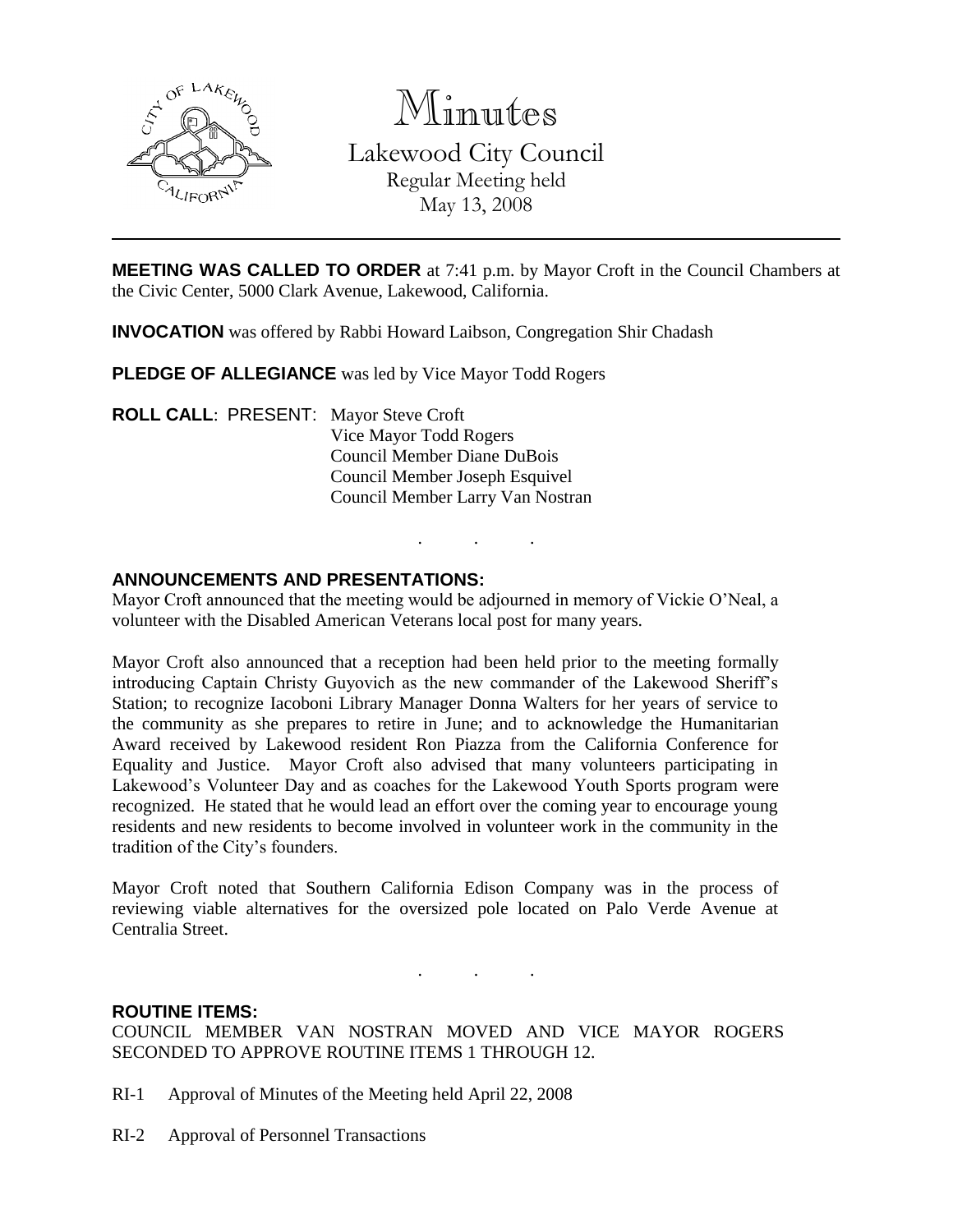# Minutes

Lakewood City Council
Regular Meeting held
May 13, 2008

---

**MEETING WAS CALLED TO ORDER** at 7:41 p.m. by Mayor Croft in the Council Chambers at the Civic Center, 5000 Clark Avenue, Lakewood, California.

**INVOCATION** was offered by Rabbi Howard Laibson, Congregation Shir Chadash

**PLEDGE OF ALLEGIANCE** was led by Vice Mayor Todd Rogers

**ROLL CALL**: PRESENT: Mayor Steve Croft
Vice Mayor Todd Rogers
Council Member Diane DuBois
Council Member Joseph Esquivel
Council Member Larry Van Nostran

. . .

**ANNOUNCEMENTS AND PRESENTATIONS:**

Mayor Croft announced that the meeting would be adjourned in memory of Vickie O'Neal, a volunteer with the Disabled American Veterans local post for many years.

Mayor Croft also announced that a reception had been held prior to the meeting formally introducing Captain Christy Guyovich as the new commander of the Lakewood Sheriff's Station; to recognize Iacoboni Library Manager Donna Walters for her years of service to the community as she prepares to retire in June; and to acknowledge the Humanitarian Award received by Lakewood resident Ron Piazza from the California Conference for Equality and Justice. Mayor Croft also advised that many volunteers participating in Lakewood's Volunteer Day and as coaches for the Lakewood Youth Sports program were recognized. He stated that he would lead an effort over the coming year to encourage young residents and new residents to become involved in volunteer work in the community in the tradition of the City's founders.

Mayor Croft noted that Southern California Edison Company was in the process of reviewing viable alternatives for the oversized pole located on Palo Verde Avenue at Centralia Street.

. . .

**ROUTINE ITEMS:**

COUNCIL MEMBER VAN NOSTRAN MOVED AND VICE MAYOR ROGERS SECONDED TO APPROVE ROUTINE ITEMS 1 THROUGH 12.

RI-1 Approval of Minutes of the Meeting held April 22, 2008

RI-2 Approval of Personnel Transactions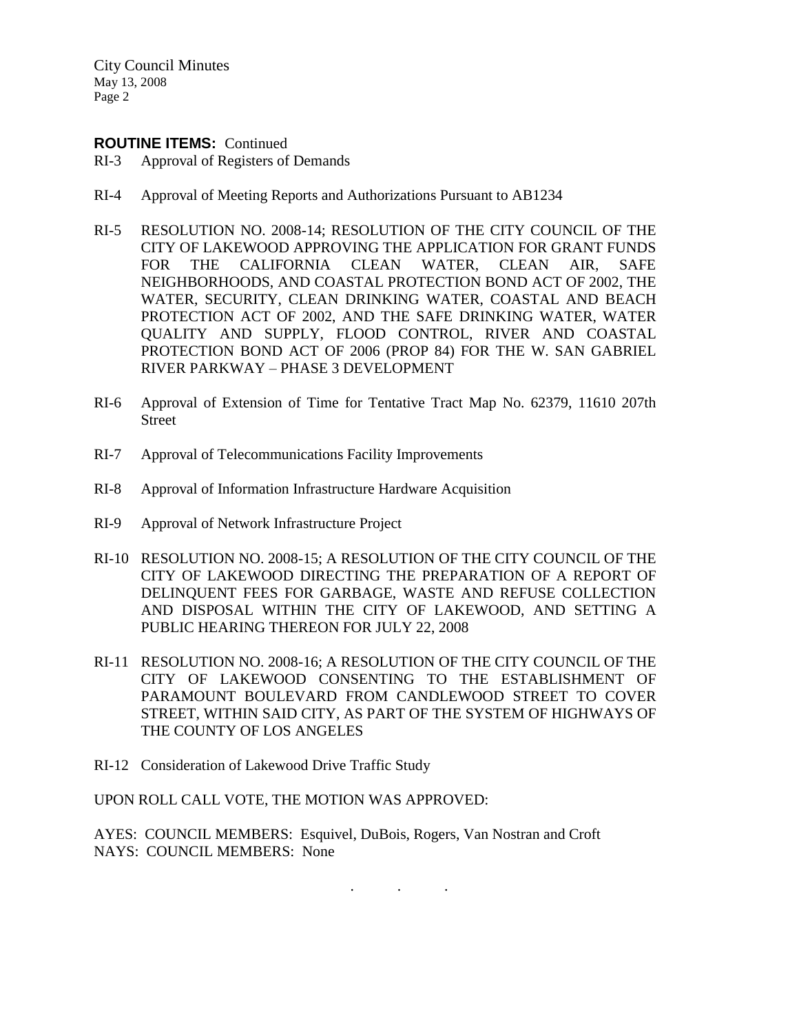**ROUTINE ITEMS:** Continued

RI-3 Approval of Registers of Demands

RI-4 Approval of Meeting Reports and Authorizations Pursuant to AB1234

RI-5 RESOLUTION NO. 2008-14; RESOLUTION OF THE CITY COUNCIL OF THE CITY OF LAKEWOOD APPROVING THE APPLICATION FOR GRANT FUNDS FOR THE CALIFORNIA CLEAN WATER, CLEAN AIR, SAFE NEIGHBORHOODS, AND COASTAL PROTECTION BOND ACT OF 2002, THE WATER, SECURITY, CLEAN DRINKING WATER, COASTAL AND BEACH PROTECTION ACT OF 2002, AND THE SAFE DRINKING WATER, WATER QUALITY AND SUPPLY, FLOOD CONTROL, RIVER AND COASTAL PROTECTION BOND ACT OF 2006 (PROP 84) FOR THE W. SAN GABRIEL RIVER PARKWAY – PHASE 3 DEVELOPMENT

RI-6 Approval of Extension of Time for Tentative Tract Map No. 62379, 11610 207th Street

RI-7 Approval of Telecommunications Facility Improvements

RI-8 Approval of Information Infrastructure Hardware Acquisition

RI-9 Approval of Network Infrastructure Project

RI-10 RESOLUTION NO. 2008-15; A RESOLUTION OF THE CITY COUNCIL OF THE CITY OF LAKEWOOD DIRECTING THE PREPARATION OF A REPORT OF DELINQUENT FEES FOR GARBAGE, WASTE AND REFUSE COLLECTION AND DISPOSAL WITHIN THE CITY OF LAKEWOOD, AND SETTING A PUBLIC HEARING THEREON FOR JULY 22, 2008

RI-11 RESOLUTION NO. 2008-16; A RESOLUTION OF THE CITY COUNCIL OF THE CITY OF LAKEWOOD CONSENTING TO THE ESTABLISHMENT OF PARAMOUNT BOULEVARD FROM CANDLEWOOD STREET TO COVER STREET, WITHIN SAID CITY, AS PART OF THE SYSTEM OF HIGHWAYS OF THE COUNTY OF LOS ANGELES

RI-12 Consideration of Lakewood Drive Traffic Study

UPON ROLL CALL VOTE, THE MOTION WAS APPROVED:

AYES: COUNCIL MEMBERS: Esquivel, DuBois, Rogers, Van Nostran and Croft
NAYS: COUNCIL MEMBERS: None

. . .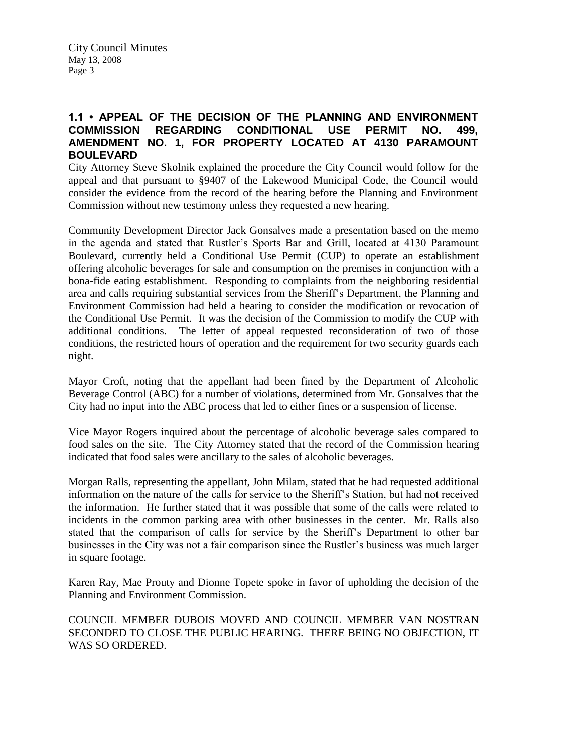**1.1 • APPEAL OF THE DECISION OF THE PLANNING AND ENVIRONMENT COMMISSION REGARDING CONDITIONAL USE PERMIT NO. 499, AMENDMENT NO. 1, FOR PROPERTY LOCATED AT 4130 PARAMOUNT BOULEVARD**

City Attorney Steve Skolnik explained the procedure the City Council would follow for the appeal and that pursuant to §9407 of the Lakewood Municipal Code, the Council would consider the evidence from the record of the hearing before the Planning and Environment Commission without new testimony unless they requested a new hearing.

Community Development Director Jack Gonsalves made a presentation based on the memo in the agenda and stated that Rustler's Sports Bar and Grill, located at 4130 Paramount Boulevard, currently held a Conditional Use Permit (CUP) to operate an establishment offering alcoholic beverages for sale and consumption on the premises in conjunction with a bona-fide eating establishment. Responding to complaints from the neighboring residential area and calls requiring substantial services from the Sheriff's Department, the Planning and Environment Commission had held a hearing to consider the modification or revocation of the Conditional Use Permit. It was the decision of the Commission to modify the CUP with additional conditions. The letter of appeal requested reconsideration of two of those conditions, the restricted hours of operation and the requirement for two security guards each night.

Mayor Croft, noting that the appellant had been fined by the Department of Alcoholic Beverage Control (ABC) for a number of violations, determined from Mr. Gonsalves that the City had no input into the ABC process that led to either fines or a suspension of license.

Vice Mayor Rogers inquired about the percentage of alcoholic beverage sales compared to food sales on the site. The City Attorney stated that the record of the Commission hearing indicated that food sales were ancillary to the sales of alcoholic beverages.

Morgan Ralls, representing the appellant, John Milam, stated that he had requested additional information on the nature of the calls for service to the Sheriff's Station, but had not received the information. He further stated that it was possible that some of the calls were related to incidents in the common parking area with other businesses in the center. Mr. Ralls also stated that the comparison of calls for service by the Sheriff's Department to other bar businesses in the City was not a fair comparison since the Rustler's business was much larger in square footage.

Karen Ray, Mae Prouty and Dionne Topete spoke in favor of upholding the decision of the Planning and Environment Commission.

COUNCIL MEMBER DUBOIS MOVED AND COUNCIL MEMBER VAN NOSTRAN SECONDED TO CLOSE THE PUBLIC HEARING. THERE BEING NO OBJECTION, IT WAS SO ORDERED.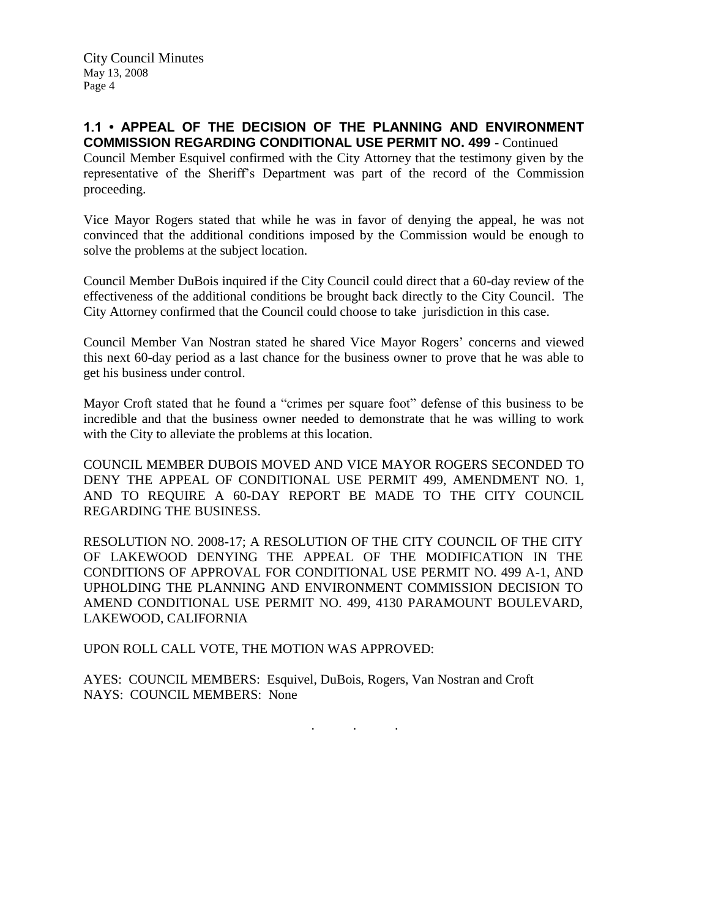**1.1 • APPEAL OF THE DECISION OF THE PLANNING AND ENVIRONMENT COMMISSION REGARDING CONDITIONAL USE PERMIT NO. 499** - Continued

Council Member Esquivel confirmed with the City Attorney that the testimony given by the representative of the Sheriff's Department was part of the record of the Commission proceeding.

Vice Mayor Rogers stated that while he was in favor of denying the appeal, he was not convinced that the additional conditions imposed by the Commission would be enough to solve the problems at the subject location.

Council Member DuBois inquired if the City Council could direct that a 60-day review of the effectiveness of the additional conditions be brought back directly to the City Council. The City Attorney confirmed that the Council could choose to take jurisdiction in this case.

Council Member Van Nostran stated he shared Vice Mayor Rogers' concerns and viewed this next 60-day period as a last chance for the business owner to prove that he was able to get his business under control.

Mayor Croft stated that he found a "crimes per square foot" defense of this business to be incredible and that the business owner needed to demonstrate that he was willing to work with the City to alleviate the problems at this location.

COUNCIL MEMBER DUBOIS MOVED AND VICE MAYOR ROGERS SECONDED TO DENY THE APPEAL OF CONDITIONAL USE PERMIT 499, AMENDMENT NO. 1, AND TO REQUIRE A 60-DAY REPORT BE MADE TO THE CITY COUNCIL REGARDING THE BUSINESS.

RESOLUTION NO. 2008-17; A RESOLUTION OF THE CITY COUNCIL OF THE CITY OF LAKEWOOD DENYING THE APPEAL OF THE MODIFICATION IN THE CONDITIONS OF APPROVAL FOR CONDITIONAL USE PERMIT NO. 499 A-1, AND UPHOLDING THE PLANNING AND ENVIRONMENT COMMISSION DECISION TO AMEND CONDITIONAL USE PERMIT NO. 499, 4130 PARAMOUNT BOULEVARD, LAKEWOOD, CALIFORNIA

UPON ROLL CALL VOTE, THE MOTION WAS APPROVED:

AYES: COUNCIL MEMBERS: Esquivel, DuBois, Rogers, Van Nostran and Croft
NAYS: COUNCIL MEMBERS: None

. . .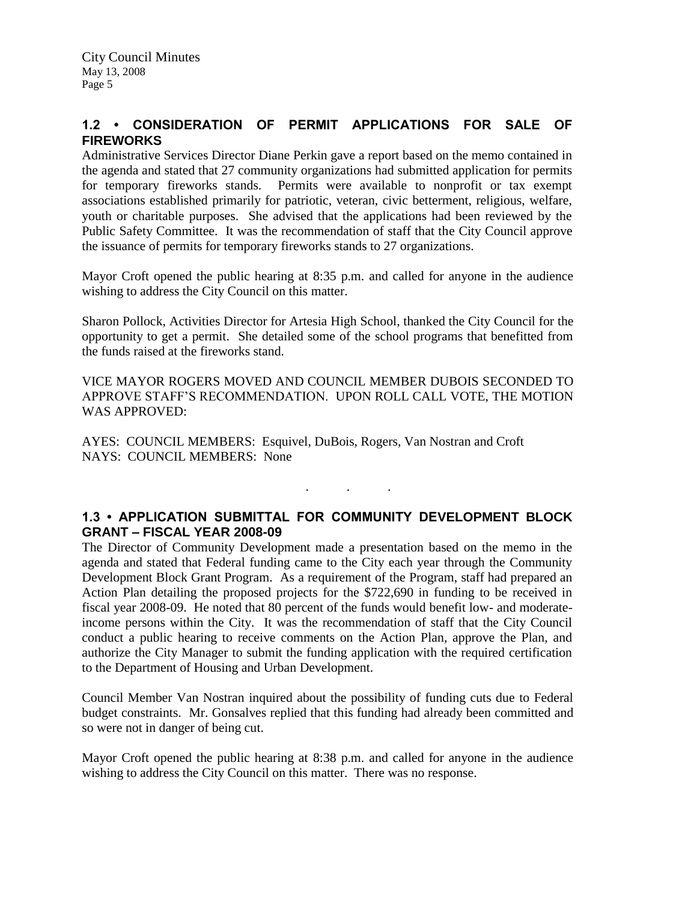## 1.2 • CONSIDERATION OF PERMIT APPLICATIONS FOR SALE OF FIREWORKS

Administrative Services Director Diane Perkin gave a report based on the memo contained in the agenda and stated that 27 community organizations had submitted application for permits for temporary fireworks stands. Permits were available to nonprofit or tax exempt associations established primarily for patriotic, veteran, civic betterment, religious, welfare, youth or charitable purposes. She advised that the applications had been reviewed by the Public Safety Committee. It was the recommendation of staff that the City Council approve the issuance of permits for temporary fireworks stands to 27 organizations.

Mayor Croft opened the public hearing at 8:35 p.m. and called for anyone in the audience wishing to address the City Council on this matter.

Sharon Pollock, Activities Director for Artesia High School, thanked the City Council for the opportunity to get a permit. She detailed some of the school programs that benefitted from the funds raised at the fireworks stand.

VICE MAYOR ROGERS MOVED AND COUNCIL MEMBER DUBOIS SECONDED TO APPROVE STAFF'S RECOMMENDATION. UPON ROLL CALL VOTE, THE MOTION WAS APPROVED:

AYES: COUNCIL MEMBERS: Esquivel, DuBois, Rogers, Van Nostran and Croft
NAYS: COUNCIL MEMBERS: None

. . .

## 1.3 • APPLICATION SUBMITTAL FOR COMMUNITY DEVELOPMENT BLOCK GRANT – FISCAL YEAR 2008-09

The Director of Community Development made a presentation based on the memo in the agenda and stated that Federal funding came to the City each year through the Community Development Block Grant Program. As a requirement of the Program, staff had prepared an Action Plan detailing the proposed projects for the $722,690 in funding to be received in fiscal year 2008-09. He noted that 80 percent of the funds would benefit low- and moderate-income persons within the City. It was the recommendation of staff that the City Council conduct a public hearing to receive comments on the Action Plan, approve the Plan, and authorize the City Manager to submit the funding application with the required certification to the Department of Housing and Urban Development.

Council Member Van Nostran inquired about the possibility of funding cuts due to Federal budget constraints. Mr. Gonsalves replied that this funding had already been committed and so were not in danger of being cut.

Mayor Croft opened the public hearing at 8:38 p.m. and called for anyone in the audience wishing to address the City Council on this matter. There was no response.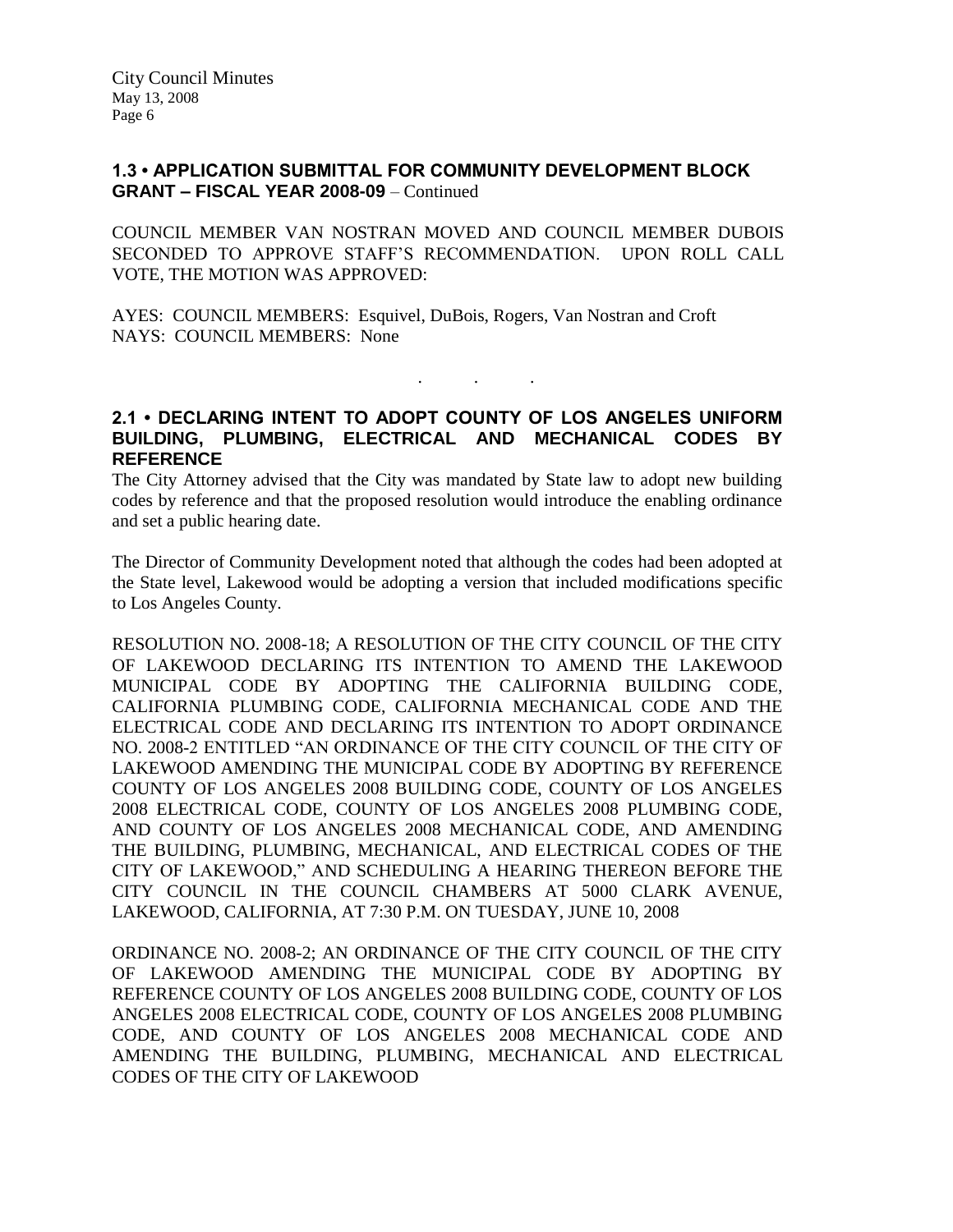## 1.3 • APPLICATION SUBMITTAL FOR COMMUNITY DEVELOPMENT BLOCK GRANT – FISCAL YEAR 2008-09 – Continued

COUNCIL MEMBER VAN NOSTRAN MOVED AND COUNCIL MEMBER DUBOIS SECONDED TO APPROVE STAFF'S RECOMMENDATION. UPON ROLL CALL VOTE, THE MOTION WAS APPROVED:

AYES: COUNCIL MEMBERS: Esquivel, DuBois, Rogers, Van Nostran and Croft
NAYS: COUNCIL MEMBERS: None

. . .

## 2.1 • DECLARING INTENT TO ADOPT COUNTY OF LOS ANGELES UNIFORM BUILDING, PLUMBING, ELECTRICAL AND MECHANICAL CODES BY REFERENCE

The City Attorney advised that the City was mandated by State law to adopt new building codes by reference and that the proposed resolution would introduce the enabling ordinance and set a public hearing date.

The Director of Community Development noted that although the codes had been adopted at the State level, Lakewood would be adopting a version that included modifications specific to Los Angeles County.

RESOLUTION NO. 2008-18; A RESOLUTION OF THE CITY COUNCIL OF THE CITY OF LAKEWOOD DECLARING ITS INTENTION TO AMEND THE LAKEWOOD MUNICIPAL CODE BY ADOPTING THE CALIFORNIA BUILDING CODE, CALIFORNIA PLUMBING CODE, CALIFORNIA MECHANICAL CODE AND THE ELECTRICAL CODE AND DECLARING ITS INTENTION TO ADOPT ORDINANCE NO. 2008-2 ENTITLED "AN ORDINANCE OF THE CITY COUNCIL OF THE CITY OF LAKEWOOD AMENDING THE MUNICIPAL CODE BY ADOPTING BY REFERENCE COUNTY OF LOS ANGELES 2008 BUILDING CODE, COUNTY OF LOS ANGELES 2008 ELECTRICAL CODE, COUNTY OF LOS ANGELES 2008 PLUMBING CODE, AND COUNTY OF LOS ANGELES 2008 MECHANICAL CODE, AND AMENDING THE BUILDING, PLUMBING, MECHANICAL, AND ELECTRICAL CODES OF THE CITY OF LAKEWOOD," AND SCHEDULING A HEARING THEREON BEFORE THE CITY COUNCIL IN THE COUNCIL CHAMBERS AT 5000 CLARK AVENUE, LAKEWOOD, CALIFORNIA, AT 7:30 P.M. ON TUESDAY, JUNE 10, 2008

ORDINANCE NO. 2008-2; AN ORDINANCE OF THE CITY COUNCIL OF THE CITY OF LAKEWOOD AMENDING THE MUNICIPAL CODE BY ADOPTING BY REFERENCE COUNTY OF LOS ANGELES 2008 BUILDING CODE, COUNTY OF LOS ANGELES 2008 ELECTRICAL CODE, COUNTY OF LOS ANGELES 2008 PLUMBING CODE, AND COUNTY OF LOS ANGELES 2008 MECHANICAL CODE AND AMENDING THE BUILDING, PLUMBING, MECHANICAL AND ELECTRICAL CODES OF THE CITY OF LAKEWOOD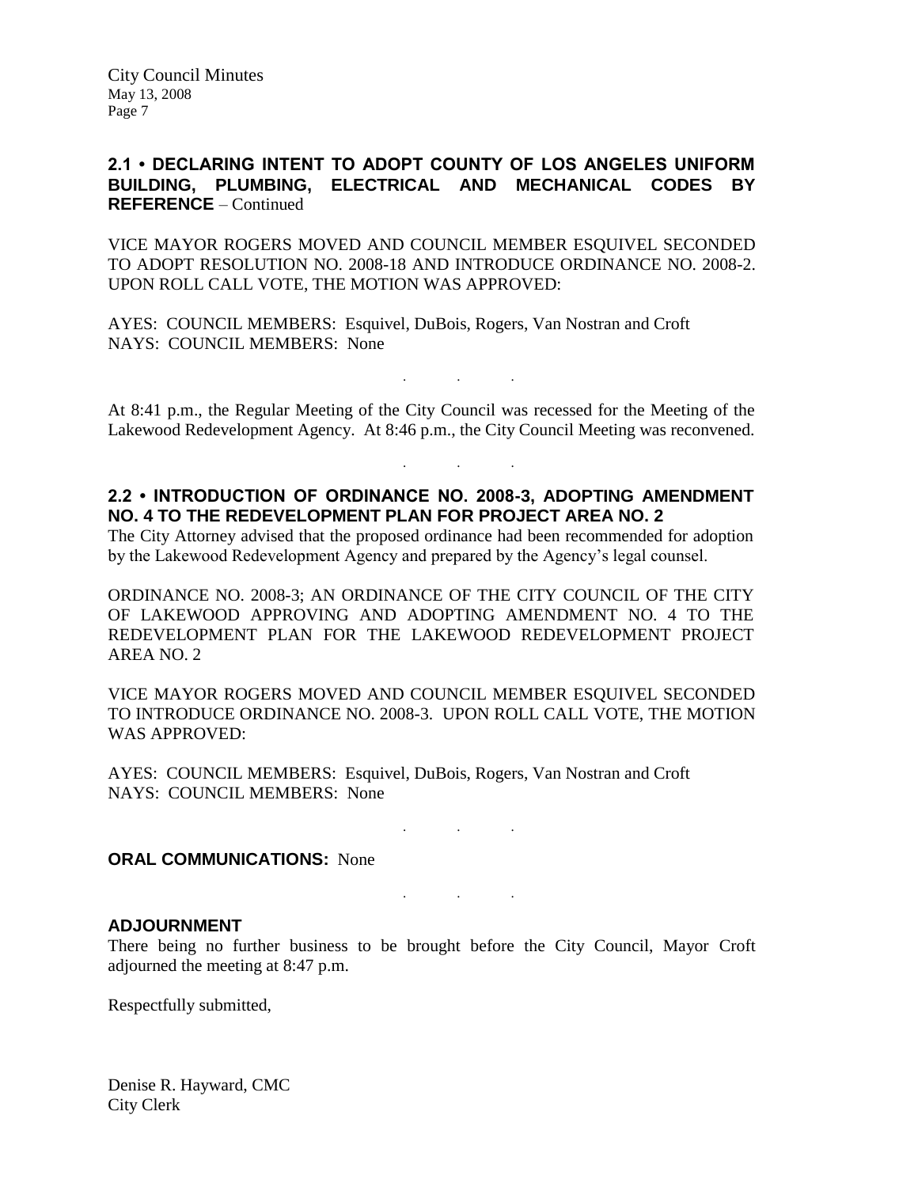**2.1 • DECLARING INTENT TO ADOPT COUNTY OF LOS ANGELES UNIFORM BUILDING, PLUMBING, ELECTRICAL AND MECHANICAL CODES BY REFERENCE** – Continued

VICE MAYOR ROGERS MOVED AND COUNCIL MEMBER ESQUIVEL SECONDED TO ADOPT RESOLUTION NO. 2008-18 AND INTRODUCE ORDINANCE NO. 2008-2. UPON ROLL CALL VOTE, THE MOTION WAS APPROVED:

AYES: COUNCIL MEMBERS: Esquivel, DuBois, Rogers, Van Nostran and Croft
NAYS: COUNCIL MEMBERS: None

. . .

At 8:41 p.m., the Regular Meeting of the City Council was recessed for the Meeting of the Lakewood Redevelopment Agency. At 8:46 p.m., the City Council Meeting was reconvened.

. . .

**2.2 • INTRODUCTION OF ORDINANCE NO. 2008-3, ADOPTING AMENDMENT NO. 4 TO THE REDEVELOPMENT PLAN FOR PROJECT AREA NO. 2**

The City Attorney advised that the proposed ordinance had been recommended for adoption by the Lakewood Redevelopment Agency and prepared by the Agency's legal counsel.

ORDINANCE NO. 2008-3; AN ORDINANCE OF THE CITY COUNCIL OF THE CITY OF LAKEWOOD APPROVING AND ADOPTING AMENDMENT NO. 4 TO THE REDEVELOPMENT PLAN FOR THE LAKEWOOD REDEVELOPMENT PROJECT AREA NO. 2

VICE MAYOR ROGERS MOVED AND COUNCIL MEMBER ESQUIVEL SECONDED TO INTRODUCE ORDINANCE NO. 2008-3. UPON ROLL CALL VOTE, THE MOTION WAS APPROVED:

AYES: COUNCIL MEMBERS: Esquivel, DuBois, Rogers, Van Nostran and Croft
NAYS: COUNCIL MEMBERS: None

. . .

**ORAL COMMUNICATIONS:** None

. . .

**ADJOURNMENT**

There being no further business to be brought before the City Council, Mayor Croft adjourned the meeting at 8:47 p.m.

Respectfully submitted,

Denise R. Hayward, CMC
City Clerk